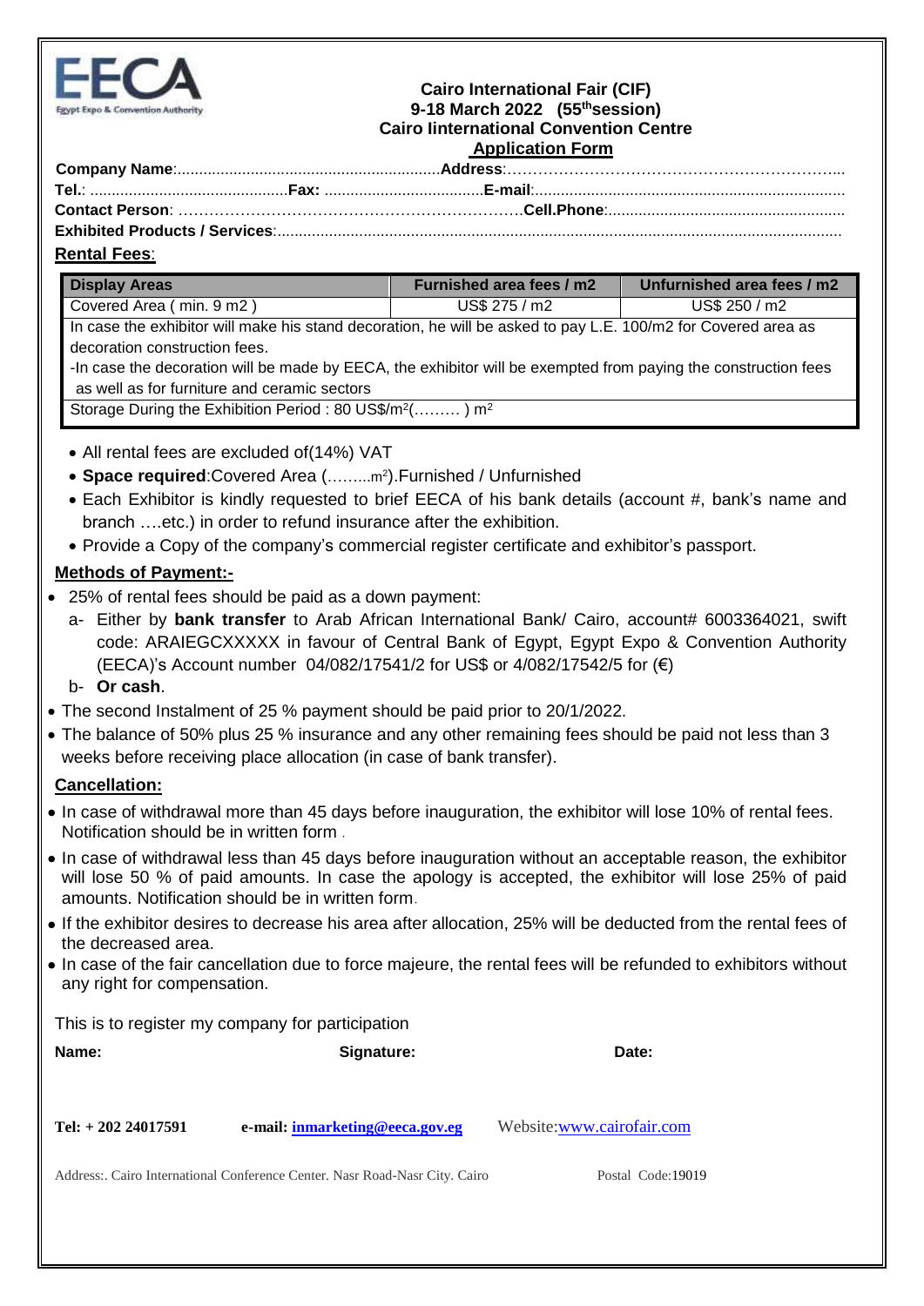**Cairo International Fair (CIF)**
**9-18 March 2022 (55th session)**
**Cairo Iinternational Convention Centre**
**Application Form**

**Company Name**:............................................................**Address**:………………………………………………………...
**Tel.**: .............................................**Fax:** ....................................**E-mail**:........................................................................
**Contact Person**: ……………………………………………………….**Cell.Phone**:......................................................
**Exhibited Products / Services**:.................................................................................................................................

**Rental Fees**:

| Display Areas | Furnished area fees / m2 | Unfurnished area fees / m2 |
|---|---|---|
| Covered Area ( min. 9 m2 ) | US$ 275 / m2 | US$ 250 / m2 |
| In case the exhibitor will make his stand decoration, he will be asked to pay L.E. 100/m2 for Covered area as decoration construction fees. -In case the decoration will be made by EECA, the exhibitor will be exempted from paying the construction fees as well as for furniture and ceramic sectors | | |
| Storage During the Exhibition Period : 80 US$/m$^2$(……… ) m$^2$ | | |

- All rental fees are excluded of(14%) VAT
- **Space required**:Covered Area (……...m$^2$).Furnished / Unfurnished
- Each Exhibitor is kindly requested to brief EECA of his bank details (account #, bank's name and branch ….etc.) in order to refund insurance after the exhibition.
- Provide a Copy of the company's commercial register certificate and exhibitor's passport.

**Methods of Payment:-**

- 25% of rental fees should be paid as a down payment:
  - a- Either by **bank transfer** to Arab African International Bank/ Cairo, account# 6003364021, swift code: ARAIEGCXXXXX in favour of Central Bank of Egypt, Egypt Expo & Convention Authority (EECA)'s Account number 04/082/17541/2 for US$ or 4/082/17542/5 for (€)
  - b- **Or cash**.
- The second Instalment of 25 % payment should be paid prior to 20/1/2022.
- The balance of 50% plus 25 % insurance and any other remaining fees should be paid not less than 3 weeks before receiving place allocation (in case of bank transfer).

**Cancellation:**

- In case of withdrawal more than 45 days before inauguration, the exhibitor will lose 10% of rental fees. Notification should be in written form .
- In case of withdrawal less than 45 days before inauguration without an acceptable reason, the exhibitor will lose 50 % of paid amounts. In case the apology is accepted, the exhibitor will lose 25% of paid amounts. Notification should be in written form.
- If the exhibitor desires to decrease his area after allocation, 25% will be deducted from the rental fees of the decreased area.
- In case of the fair cancellation due to force majeure, the rental fees will be refunded to exhibitors without any right for compensation.

This is to register my company for participation

**Name:** **Signature:** **Date:**

**Tel: + 202 24017591** **e-mail: inmarketing@eeca.gov.eg** Website:www.cairofair.com

Address:. Cairo International Conference Center. Nasr Road-Nasr City. Cairo Postal Code:19019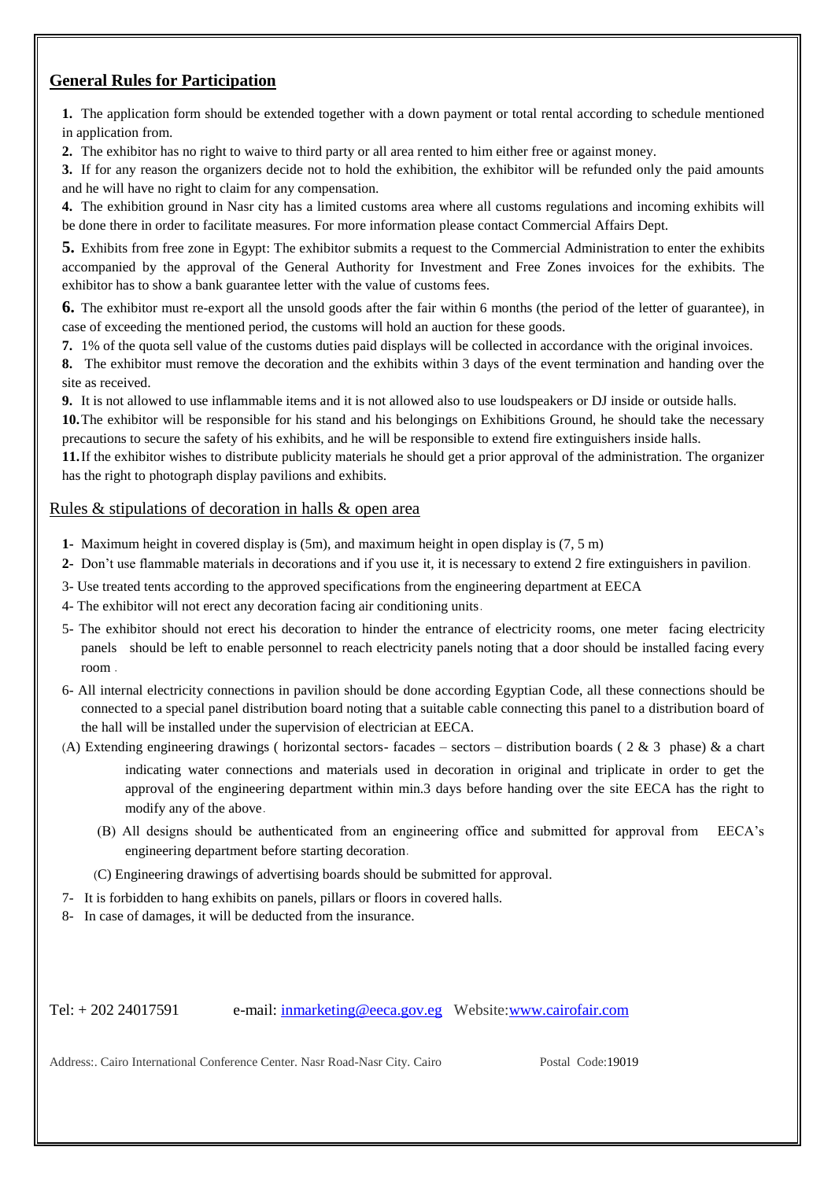## General Rules for Participation

**1.** The application form should be extended together with a down payment or total rental according to schedule mentioned in application from.

**2.** The exhibitor has no right to waive to third party or all area rented to him either free or against money.

**3.** If for any reason the organizers decide not to hold the exhibition, the exhibitor will be refunded only the paid amounts and he will have no right to claim for any compensation.

**4.** The exhibition ground in Nasr city has a limited customs area where all customs regulations and incoming exhibits will be done there in order to facilitate measures. For more information please contact Commercial Affairs Dept.

**5.** Exhibits from free zone in Egypt: The exhibitor submits a request to the Commercial Administration to enter the exhibits accompanied by the approval of the General Authority for Investment and Free Zones invoices for the exhibits. The exhibitor has to show a bank guarantee letter with the value of customs fees.

**6.** The exhibitor must re-export all the unsold goods after the fair within 6 months (the period of the letter of guarantee), in case of exceeding the mentioned period, the customs will hold an auction for these goods.

**7.** 1% of the quota sell value of the customs duties paid displays will be collected in accordance with the original invoices.

**8.** The exhibitor must remove the decoration and the exhibits within 3 days of the event termination and handing over the site as received.

**9.** It is not allowed to use inflammable items and it is not allowed also to use loudspeakers or DJ inside or outside halls.

**10.** The exhibitor will be responsible for his stand and his belongings on Exhibitions Ground, he should take the necessary precautions to secure the safety of his exhibits, and he will be responsible to extend fire extinguishers inside halls.

**11.** If the exhibitor wishes to distribute publicity materials he should get a prior approval of the administration. The organizer has the right to photograph display pavilions and exhibits.

## Rules & stipulations of decoration in halls & open area

**1-** Maximum height in covered display is (5m), and maximum height in open display is (7, 5 m)

**2-** Don't use flammable materials in decorations and if you use it, it is necessary to extend 2 fire extinguishers in pavilion.

3- Use treated tents according to the approved specifications from the engineering department at EECA

4- The exhibitor will not erect any decoration facing air conditioning units.

5- The exhibitor should not erect his decoration to hinder the entrance of electricity rooms, one meter facing electricity panels should be left to enable personnel to reach electricity panels noting that a door should be installed facing every room .

6- All internal electricity connections in pavilion should be done according Egyptian Code, all these connections should be connected to a special panel distribution board noting that a suitable cable connecting this panel to a distribution board of the hall will be installed under the supervision of electrician at EECA.

(A) Extending engineering drawings ( horizontal sectors- facades – sectors – distribution boards ( 2 & 3 phase) & a chart indicating water connections and materials used in decoration in original and triplicate in order to get the approval of the engineering department within min.3 days before handing over the site EECA has the right to modify any of the above.

(B) All designs should be authenticated from an engineering office and submitted for approval from EECA's engineering department before starting decoration.

(C) Engineering drawings of advertising boards should be submitted for approval.

7- It is forbidden to hang exhibits on panels, pillars or floors in covered halls.

8- In case of damages, it will be deducted from the insurance.

Tel: + 202 24017591 e-mail: inmarketing@eeca.gov.eg Website:www.cairofair.com

Address:. Cairo International Conference Center. Nasr Road-Nasr City. Cairo Postal Code:19019